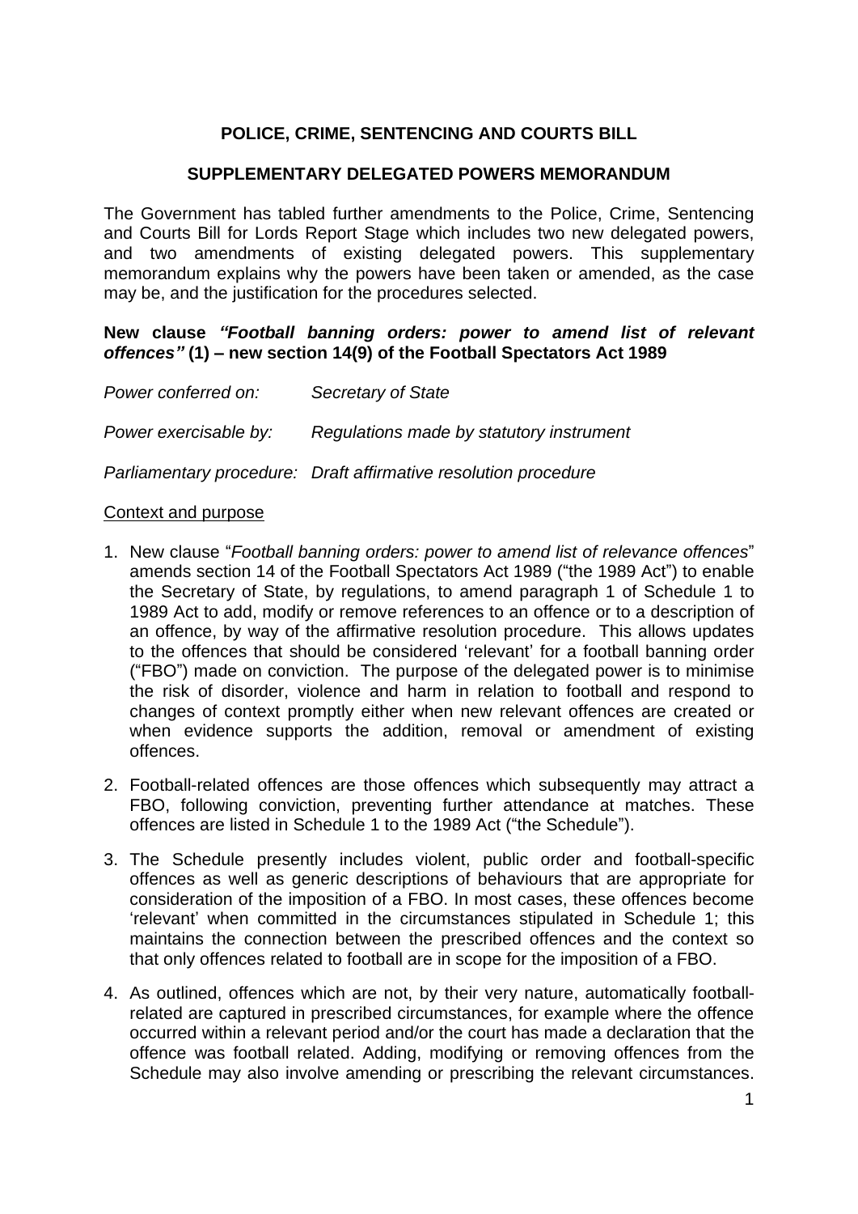**POLICE, CRIME, SENTENCING AND COURTS BILL**

**SUPPLEMENTARY DELEGATED POWERS MEMORANDUM**

The Government has tabled further amendments to the Police, Crime, Sentencing and Courts Bill for Lords Report Stage which includes two new delegated powers, and two amendments of existing delegated powers. This supplementary memorandum explains why the powers have been taken or amended, as the case may be, and the justification for the procedures selected.

**New clause *"Football banning orders: power to amend list of relevant offences"* (1) – new section 14(9) of the Football Spectators Act 1989**

*Power conferred on:* *Secretary of State*

*Power exercisable by:* *Regulations made by statutory instrument*

*Parliamentary procedure:* *Draft affirmative resolution procedure*

<u>Context and purpose</u>

1. New clause "*Football banning orders: power to amend list of relevance offences*" amends section 14 of the Football Spectators Act 1989 ("the 1989 Act") to enable the Secretary of State, by regulations, to amend paragraph 1 of Schedule 1 to 1989 Act to add, modify or remove references to an offence or to a description of an offence, by way of the affirmative resolution procedure. This allows updates to the offences that should be considered 'relevant' for a football banning order ("FBO") made on conviction. The purpose of the delegated power is to minimise the risk of disorder, violence and harm in relation to football and respond to changes of context promptly either when new relevant offences are created or when evidence supports the addition, removal or amendment of existing offences.
2. Football-related offences are those offences which subsequently may attract a FBO, following conviction, preventing further attendance at matches. These offences are listed in Schedule 1 to the 1989 Act ("the Schedule").
3. The Schedule presently includes violent, public order and football-specific offences as well as generic descriptions of behaviours that are appropriate for consideration of the imposition of a FBO. In most cases, these offences become 'relevant' when committed in the circumstances stipulated in Schedule 1; this maintains the connection between the prescribed offences and the context so that only offences related to football are in scope for the imposition of a FBO.
4. As outlined, offences which are not, by their very nature, automatically football-related are captured in prescribed circumstances, for example where the offence occurred within a relevant period and/or the court has made a declaration that the offence was football related. Adding, modifying or removing offences from the Schedule may also involve amending or prescribing the relevant circumstances.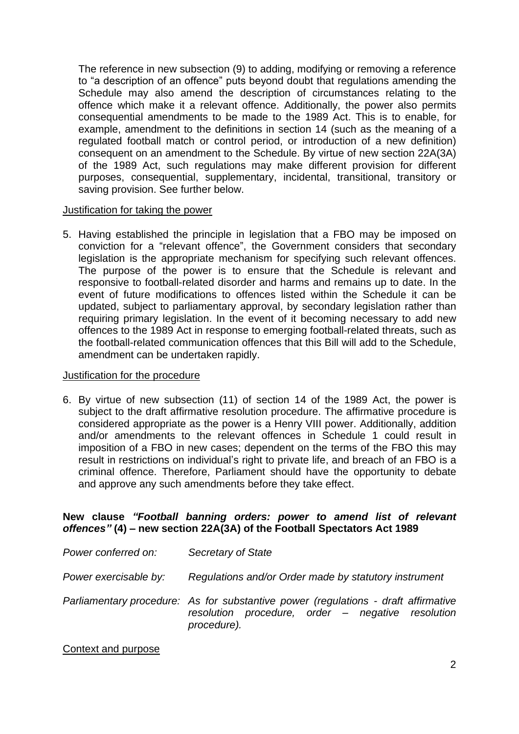The reference in new subsection (9) to adding, modifying or removing a reference to "a description of an offence" puts beyond doubt that regulations amending the Schedule may also amend the description of circumstances relating to the offence which make it a relevant offence. Additionally, the power also permits consequential amendments to be made to the 1989 Act. This is to enable, for example, amendment to the definitions in section 14 (such as the meaning of a regulated football match or control period, or introduction of a new definition) consequent on an amendment to the Schedule. By virtue of new section 22A(3A) of the 1989 Act, such regulations may make different provision for different purposes, consequential, supplementary, incidental, transitional, transitory or saving provision. See further below.

Justification for taking the power

5. Having established the principle in legislation that a FBO may be imposed on conviction for a "relevant offence", the Government considers that secondary legislation is the appropriate mechanism for specifying such relevant offences. The purpose of the power is to ensure that the Schedule is relevant and responsive to football-related disorder and harms and remains up to date. In the event of future modifications to offences listed within the Schedule it can be updated, subject to parliamentary approval, by secondary legislation rather than requiring primary legislation. In the event of it becoming necessary to add new offences to the 1989 Act in response to emerging football-related threats, such as the football-related communication offences that this Bill will add to the Schedule, amendment can be undertaken rapidly.

Justification for the procedure

6. By virtue of new subsection (11) of section 14 of the 1989 Act, the power is subject to the draft affirmative resolution procedure. The affirmative procedure is considered appropriate as the power is a Henry VIII power. Additionally, addition and/or amendments to the relevant offences in Schedule 1 could result in imposition of a FBO in new cases; dependent on the terms of the FBO this may result in restrictions on individual's right to private life, and breach of an FBO is a criminal offence. Therefore, Parliament should have the opportunity to debate and approve any such amendments before they take effect.

**New clause *"Football banning orders: power to amend list of relevant offences"* (4) – new section 22A(3A) of the Football Spectators Act 1989**

*Power conferred on:* *Secretary of State*

*Power exercisable by:* *Regulations and/or Order made by statutory instrument*

*Parliamentary procedure:* *As for substantive power (regulations - draft affirmative resolution procedure, order – negative resolution procedure).*

Context and purpose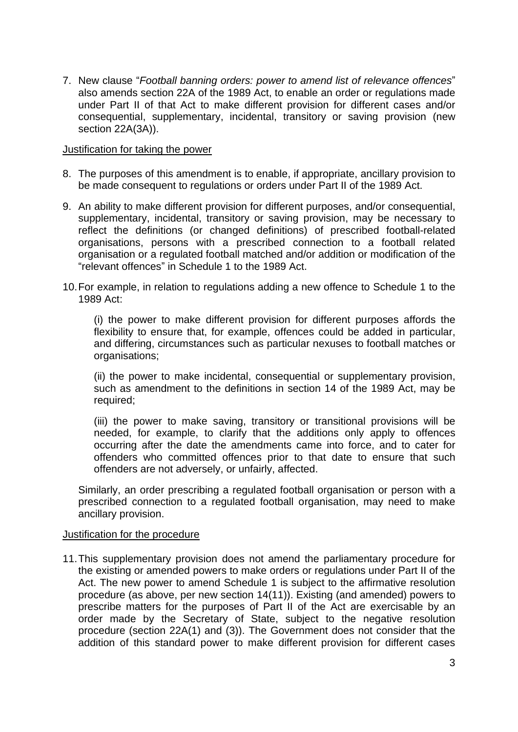7. New clause "*Football banning orders: power to amend list of relevance offences*" also amends section 22A of the 1989 Act, to enable an order or regulations made under Part II of that Act to make different provision for different cases and/or consequential, supplementary, incidental, transitory or saving provision (new section 22A(3A)).

Justification for taking the power

8. The purposes of this amendment is to enable, if appropriate, ancillary provision to be made consequent to regulations or orders under Part II of the 1989 Act.

9. An ability to make different provision for different purposes, and/or consequential, supplementary, incidental, transitory or saving provision, may be necessary to reflect the definitions (or changed definitions) of prescribed football-related organisations, persons with a prescribed connection to a football related organisation or a regulated football matched and/or addition or modification of the "relevant offences" in Schedule 1 to the 1989 Act.

10. For example, in relation to regulations adding a new offence to Schedule 1 to the 1989 Act:

    (i) the power to make different provision for different purposes affords the flexibility to ensure that, for example, offences could be added in particular, and differing, circumstances such as particular nexuses to football matches or organisations;

    (ii) the power to make incidental, consequential or supplementary provision, such as amendment to the definitions in section 14 of the 1989 Act, may be required;

    (iii) the power to make saving, transitory or transitional provisions will be needed, for example, to clarify that the additions only apply to offences occurring after the date the amendments came into force, and to cater for offenders who committed offences prior to that date to ensure that such offenders are not adversely, or unfairly, affected.

    Similarly, an order prescribing a regulated football organisation or person with a prescribed connection to a regulated football organisation, may need to make ancillary provision.

Justification for the procedure

11. This supplementary provision does not amend the parliamentary procedure for the existing or amended powers to make orders or regulations under Part II of the Act. The new power to amend Schedule 1 is subject to the affirmative resolution procedure (as above, per new section 14(11)). Existing (and amended) powers to prescribe matters for the purposes of Part II of the Act are exercisable by an order made by the Secretary of State, subject to the negative resolution procedure (section 22A(1) and (3)). The Government does not consider that the addition of this standard power to make different provision for different cases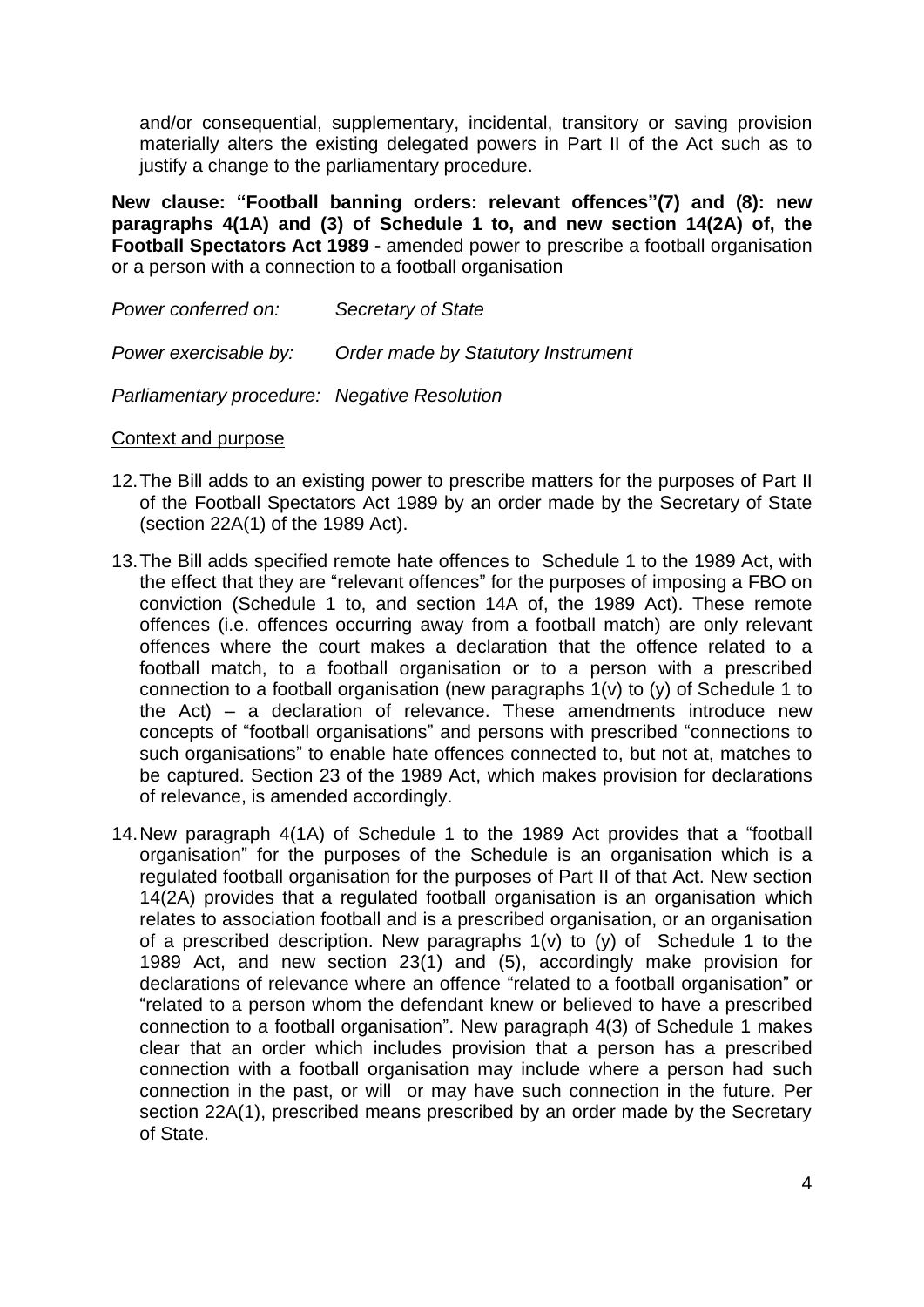and/or consequential, supplementary, incidental, transitory or saving provision materially alters the existing delegated powers in Part II of the Act such as to justify a change to the parliamentary procedure.

**New clause: "Football banning orders: relevant offences"(7) and (8): new paragraphs 4(1A) and (3) of Schedule 1 to, and new section 14(2A) of, the Football Spectators Act 1989 -** amended power to prescribe a football organisation or a person with a connection to a football organisation

*Power conferred on:* *Secretary of State*

*Power exercisable by:* *Order made by Statutory Instrument*

*Parliamentary procedure:* *Negative Resolution*

Context and purpose

12. The Bill adds to an existing power to prescribe matters for the purposes of Part II of the Football Spectators Act 1989 by an order made by the Secretary of State (section 22A(1) of the 1989 Act).

13. The Bill adds specified remote hate offences to Schedule 1 to the 1989 Act, with the effect that they are "relevant offences" for the purposes of imposing a FBO on conviction (Schedule 1 to, and section 14A of, the 1989 Act). These remote offences (i.e. offences occurring away from a football match) are only relevant offences where the court makes a declaration that the offence related to a football match, to a football organisation or to a person with a prescribed connection to a football organisation (new paragraphs 1(v) to (y) of Schedule 1 to the Act) – a declaration of relevance. These amendments introduce new concepts of "football organisations" and persons with prescribed "connections to such organisations" to enable hate offences connected to, but not at, matches to be captured. Section 23 of the 1989 Act, which makes provision for declarations of relevance, is amended accordingly.

14. New paragraph 4(1A) of Schedule 1 to the 1989 Act provides that a "football organisation" for the purposes of the Schedule is an organisation which is a regulated football organisation for the purposes of Part II of that Act. New section 14(2A) provides that a regulated football organisation is an organisation which relates to association football and is a prescribed organisation, or an organisation of a prescribed description. New paragraphs 1(v) to (y) of Schedule 1 to the 1989 Act, and new section 23(1) and (5), accordingly make provision for declarations of relevance where an offence "related to a football organisation" or "related to a person whom the defendant knew or believed to have a prescribed connection to a football organisation". New paragraph 4(3) of Schedule 1 makes clear that an order which includes provision that a person has a prescribed connection with a football organisation may include where a person had such connection in the past, or will or may have such connection in the future. Per section 22A(1), prescribed means prescribed by an order made by the Secretary of State.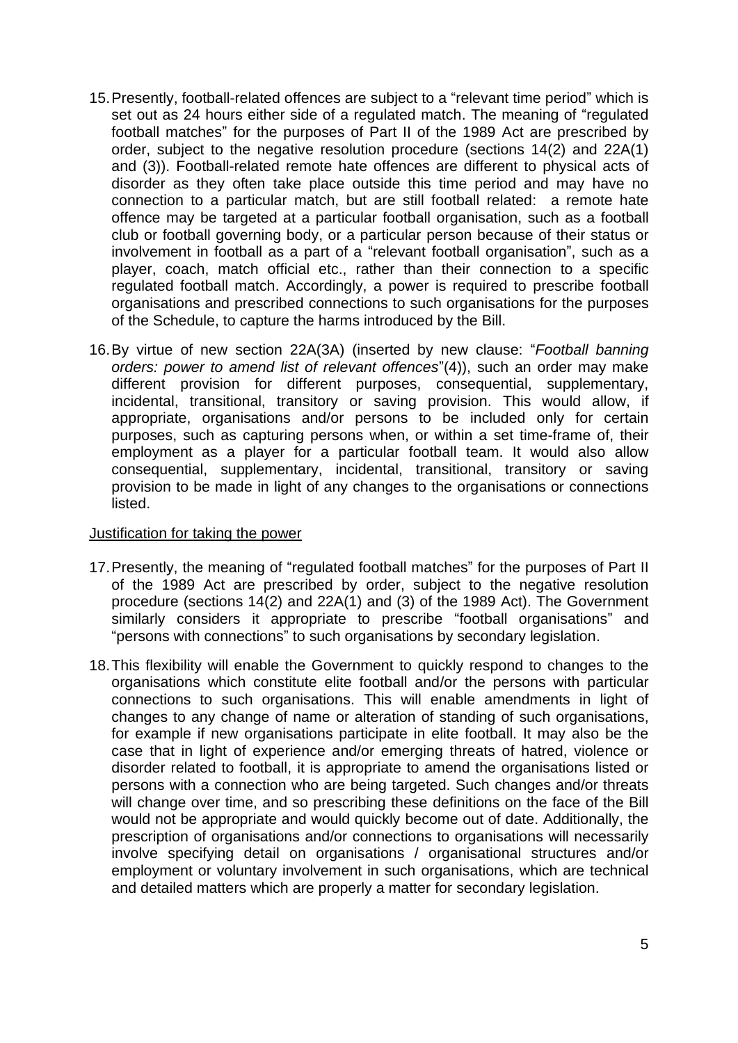15. Presently, football-related offences are subject to a "relevant time period" which is set out as 24 hours either side of a regulated match. The meaning of "regulated football matches" for the purposes of Part II of the 1989 Act are prescribed by order, subject to the negative resolution procedure (sections 14(2) and 22A(1) and (3)). Football-related remote hate offences are different to physical acts of disorder as they often take place outside this time period and may have no connection to a particular match, but are still football related: a remote hate offence may be targeted at a particular football organisation, such as a football club or football governing body, or a particular person because of their status or involvement in football as a part of a "relevant football organisation", such as a player, coach, match official etc., rather than their connection to a specific regulated football match. Accordingly, a power is required to prescribe football organisations and prescribed connections to such organisations for the purposes of the Schedule, to capture the harms introduced by the Bill.

16. By virtue of new section 22A(3A) (inserted by new clause: "*Football banning orders: power to amend list of relevant offences*"(4)), such an order may make different provision for different purposes, consequential, supplementary, incidental, transitional, transitory or saving provision. This would allow, if appropriate, organisations and/or persons to be included only for certain purposes, such as capturing persons when, or within a set time-frame of, their employment as a player for a particular football team. It would also allow consequential, supplementary, incidental, transitional, transitory or saving provision to be made in light of any changes to the organisations or connections listed.

Justification for taking the power

17. Presently, the meaning of "regulated football matches" for the purposes of Part II of the 1989 Act are prescribed by order, subject to the negative resolution procedure (sections 14(2) and 22A(1) and (3) of the 1989 Act). The Government similarly considers it appropriate to prescribe "football organisations" and "persons with connections" to such organisations by secondary legislation.

18. This flexibility will enable the Government to quickly respond to changes to the organisations which constitute elite football and/or the persons with particular connections to such organisations. This will enable amendments in light of changes to any change of name or alteration of standing of such organisations, for example if new organisations participate in elite football. It may also be the case that in light of experience and/or emerging threats of hatred, violence or disorder related to football, it is appropriate to amend the organisations listed or persons with a connection who are being targeted. Such changes and/or threats will change over time, and so prescribing these definitions on the face of the Bill would not be appropriate and would quickly become out of date. Additionally, the prescription of organisations and/or connections to organisations will necessarily involve specifying detail on organisations / organisational structures and/or employment or voluntary involvement in such organisations, which are technical and detailed matters which are properly a matter for secondary legislation.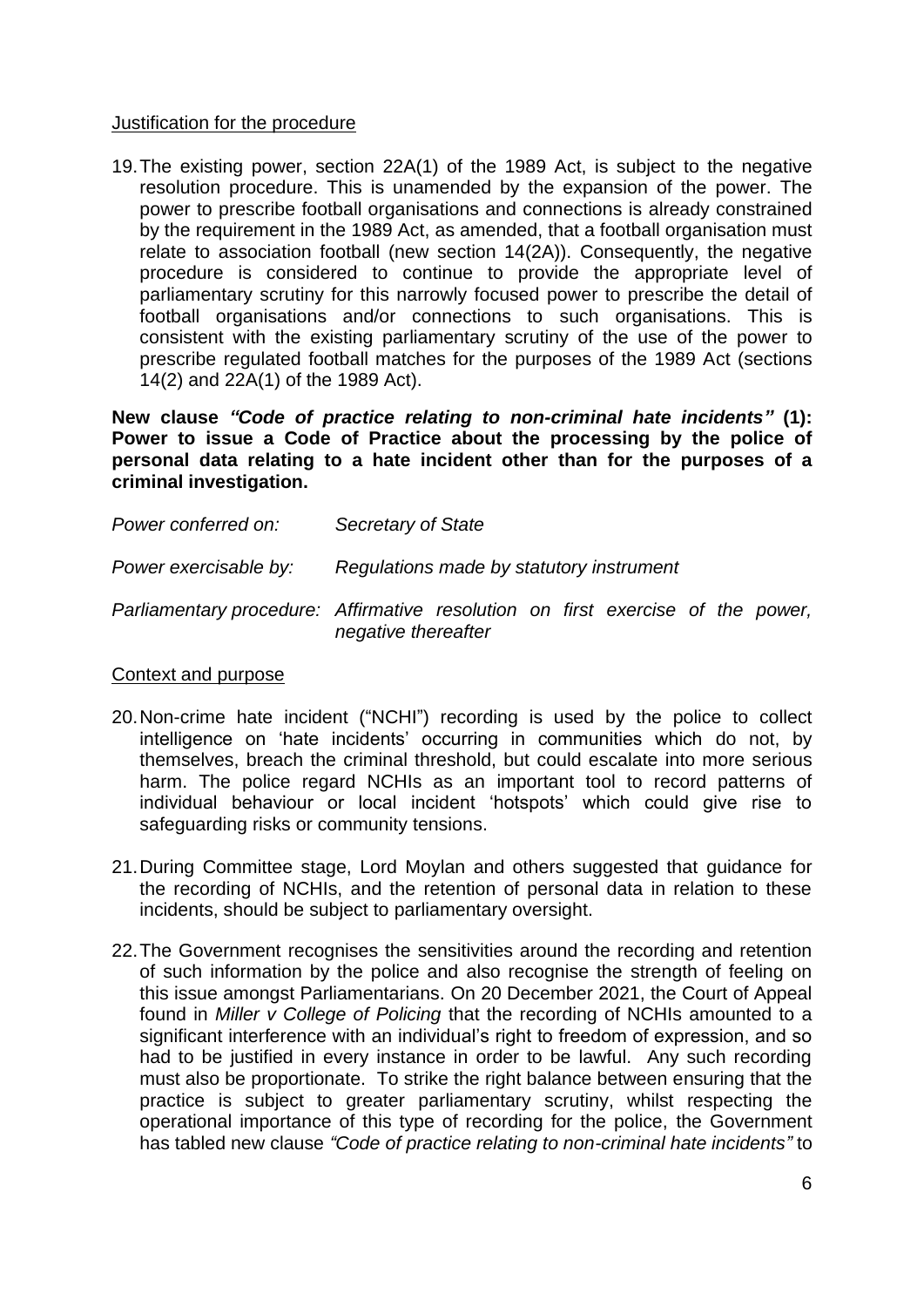Justification for the procedure

19. The existing power, section 22A(1) of the 1989 Act, is subject to the negative resolution procedure. This is unamended by the expansion of the power. The power to prescribe football organisations and connections is already constrained by the requirement in the 1989 Act, as amended, that a football organisation must relate to association football (new section 14(2A)). Consequently, the negative procedure is considered to continue to provide the appropriate level of parliamentary scrutiny for this narrowly focused power to prescribe the detail of football organisations and/or connections to such organisations. This is consistent with the existing parliamentary scrutiny of the use of the power to prescribe regulated football matches for the purposes of the 1989 Act (sections 14(2) and 22A(1) of the 1989 Act).

**New clause *"Code of practice relating to non-criminal hate incidents"* (1): Power to issue a Code of Practice about the processing by the police of personal data relating to a hate incident other than for the purposes of a criminal investigation.**

*Power conferred on:* *Secretary of State*

*Power exercisable by:* *Regulations made by statutory instrument*

*Parliamentary procedure:* *Affirmative resolution on first exercise of the power, negative thereafter*

Context and purpose

20. Non-crime hate incident ("NCHI") recording is used by the police to collect intelligence on 'hate incidents' occurring in communities which do not, by themselves, breach the criminal threshold, but could escalate into more serious harm. The police regard NCHIs as an important tool to record patterns of individual behaviour or local incident 'hotspots' which could give rise to safeguarding risks or community tensions.

21. During Committee stage, Lord Moylan and others suggested that guidance for the recording of NCHIs, and the retention of personal data in relation to these incidents, should be subject to parliamentary oversight.

22. The Government recognises the sensitivities around the recording and retention of such information by the police and also recognise the strength of feeling on this issue amongst Parliamentarians. On 20 December 2021, the Court of Appeal found in *Miller v College of Policing* that the recording of NCHIs amounted to a significant interference with an individual's right to freedom of expression, and so had to be justified in every instance in order to be lawful. Any such recording must also be proportionate. To strike the right balance between ensuring that the practice is subject to greater parliamentary scrutiny, whilst respecting the operational importance of this type of recording for the police, the Government has tabled new clause *"Code of practice relating to non-criminal hate incidents"* to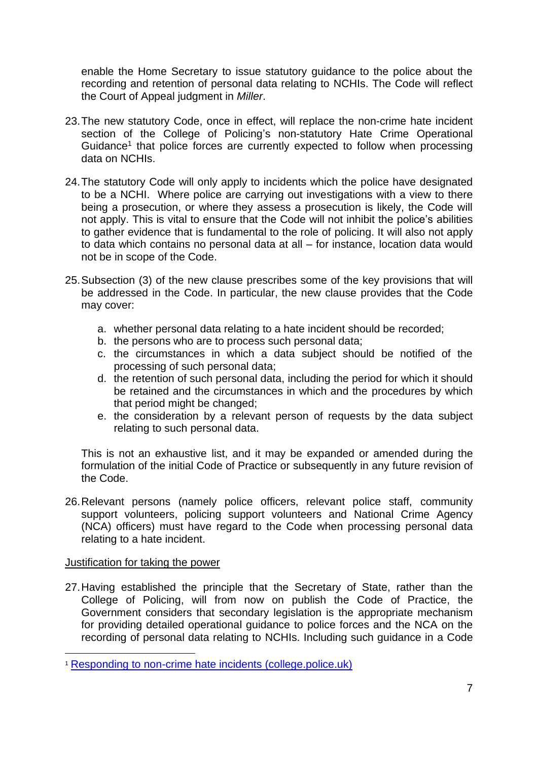enable the Home Secretary to issue statutory guidance to the police about the recording and retention of personal data relating to NCHIs. The Code will reflect the Court of Appeal judgment in *Miller*.

23. The new statutory Code, once in effect, will replace the non-crime hate incident section of the College of Policing's non-statutory Hate Crime Operational Guidance[1] that police forces are currently expected to follow when processing data on NCHIs.

24. The statutory Code will only apply to incidents which the police have designated to be a NCHI. Where police are carrying out investigations with a view to there being a prosecution, or where they assess a prosecution is likely, the Code will not apply. This is vital to ensure that the Code will not inhibit the police's abilities to gather evidence that is fundamental to the role of policing. It will also not apply to data which contains no personal data at all – for instance, location data would not be in scope of the Code.

25. Subsection (3) of the new clause prescribes some of the key provisions that will be addressed in the Code. In particular, the new clause provides that the Code may cover:

    a. whether personal data relating to a hate incident should be recorded;
    b. the persons who are to process such personal data;
    c. the circumstances in which a data subject should be notified of the processing of such personal data;
    d. the retention of such personal data, including the period for which it should be retained and the circumstances in which and the procedures by which that period might be changed;
    e. the consideration by a relevant person of requests by the data subject relating to such personal data.

    This is not an exhaustive list, and it may be expanded or amended during the formulation of the initial Code of Practice or subsequently in any future revision of the Code.

26. Relevant persons (namely police officers, relevant police staff, community support volunteers, policing support volunteers and National Crime Agency (NCA) officers) must have regard to the Code when processing personal data relating to a hate incident.

<u>Justification for taking the power</u>

27. Having established the principle that the Secretary of State, rather than the College of Policing, will from now on publish the Code of Practice, the Government considers that secondary legislation is the appropriate mechanism for providing detailed operational guidance to police forces and the NCA on the recording of personal data relating to NCHIs. Including such guidance in a Code

---

[1] Responding to non-crime hate incidents (college.police.uk)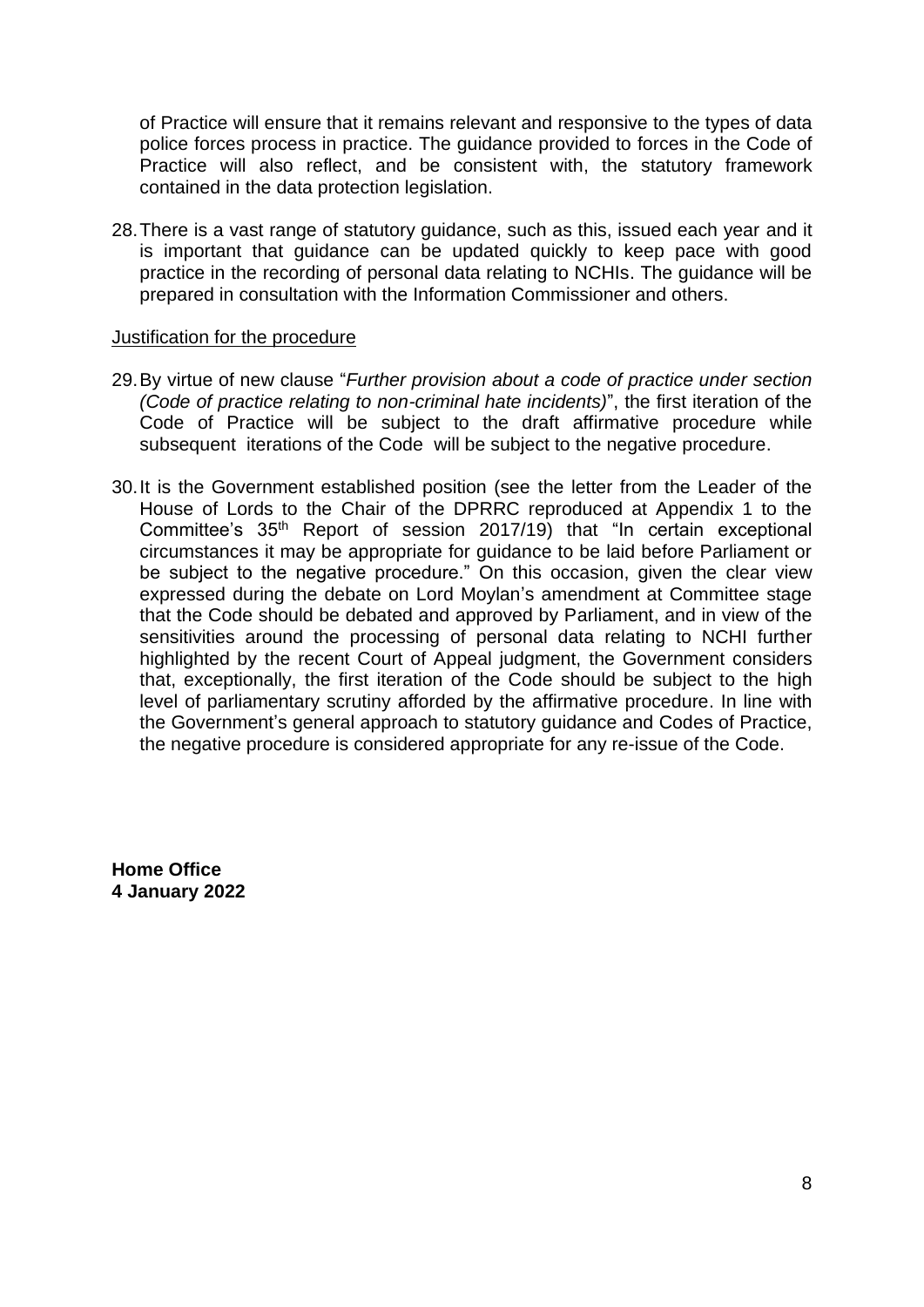of Practice will ensure that it remains relevant and responsive to the types of data police forces process in practice. The guidance provided to forces in the Code of Practice will also reflect, and be consistent with, the statutory framework contained in the data protection legislation.

28. There is a vast range of statutory guidance, such as this, issued each year and it is important that guidance can be updated quickly to keep pace with good practice in the recording of personal data relating to NCHIs. The guidance will be prepared in consultation with the Information Commissioner and others.

Justification for the procedure

29. By virtue of new clause "*Further provision about a code of practice under section (Code of practice relating to non-criminal hate incidents)*", the first iteration of the Code of Practice will be subject to the draft affirmative procedure while subsequent iterations of the Code will be subject to the negative procedure.

30. It is the Government established position (see the letter from the Leader of the House of Lords to the Chair of the DPRRC reproduced at Appendix 1 to the Committee's 35th Report of session 2017/19) that "In certain exceptional circumstances it may be appropriate for guidance to be laid before Parliament or be subject to the negative procedure." On this occasion, given the clear view expressed during the debate on Lord Moylan's amendment at Committee stage that the Code should be debated and approved by Parliament, and in view of the sensitivities around the processing of personal data relating to NCHI further highlighted by the recent Court of Appeal judgment, the Government considers that, exceptionally, the first iteration of the Code should be subject to the high level of parliamentary scrutiny afforded by the affirmative procedure. In line with the Government's general approach to statutory guidance and Codes of Practice, the negative procedure is considered appropriate for any re-issue of the Code.

**Home Office**
**4 January 2022**